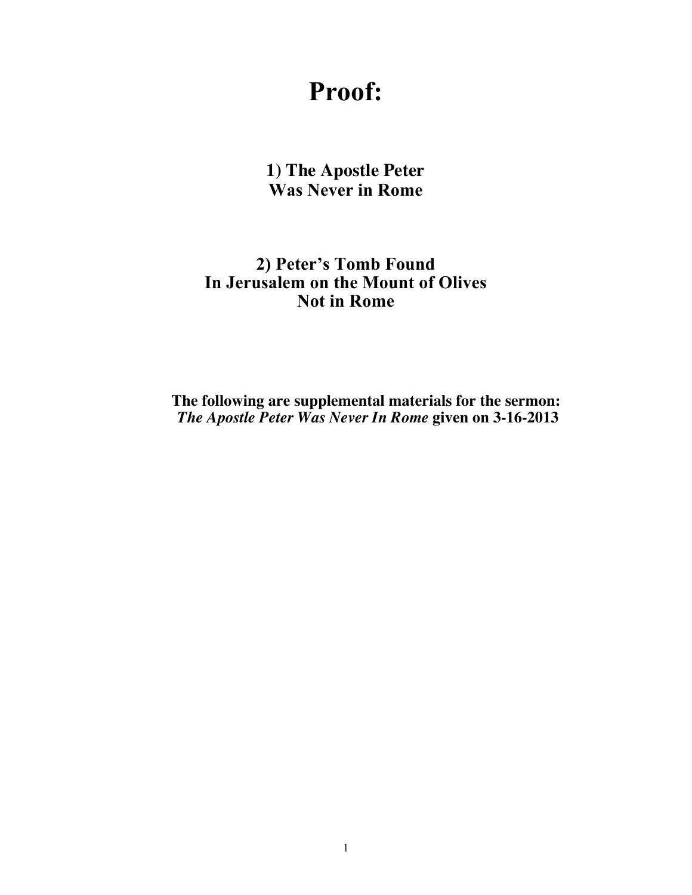# Proof:

## 1) The Apostle Peter Was Never in Rome

## 2) Peter's Tomb Found In Jerusalem on the Mount of Olives Not in Rome

**The following are supplemental materials for the sermon:**
***The Apostle Peter Was Never In Rome*** **given on 3-16-2013**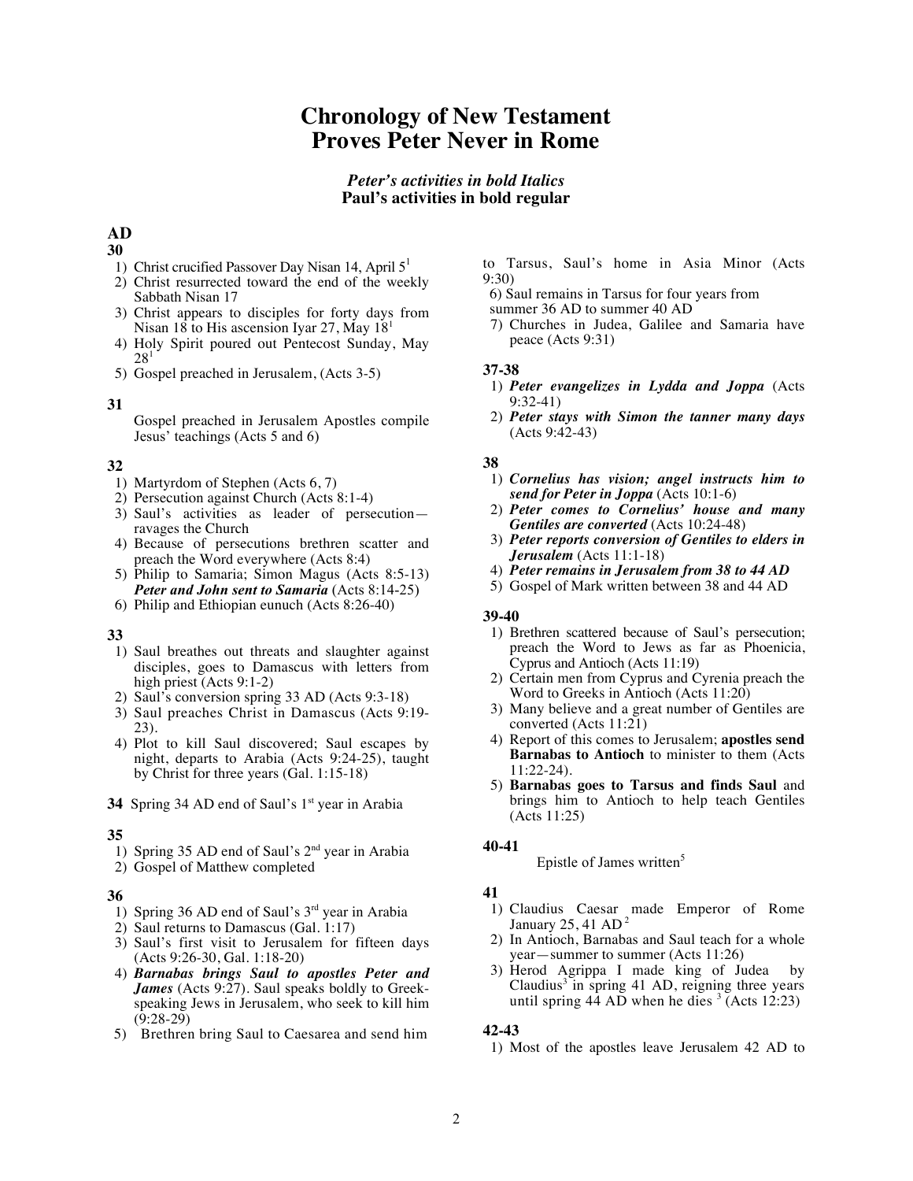# Chronology of New Testament Proves Peter Never in Rome

***Peter's activities in bold Italics***
**Paul's activities in bold regular**

## AD

### 30

1) Christ crucified Passover Day Nisan 14, April 5[1]
2) Christ resurrected toward the end of the weekly Sabbath Nisan 17
3) Christ appears to disciples for forty days from Nisan 18 to His ascension Iyar 27, May 18[1]
4) Holy Spirit poured out Pentecost Sunday, May 28[1]
5) Gospel preached in Jerusalem, (Acts 3-5)

### 31

Gospel preached in Jerusalem Apostles compile Jesus' teachings (Acts 5 and 6)

### 32

1) Martyrdom of Stephen (Acts 6, 7)
2) Persecution against Church (Acts 8:1-4)
3) Saul's activities as leader of persecution—ravages the Church
4) Because of persecutions brethren scatter and preach the Word everywhere (Acts 8:4)
5) Philip to Samaria; Simon Magus (Acts 8:5-13) ***Peter and John sent to Samaria*** (Acts 8:14-25)
6) Philip and Ethiopian eunuch (Acts 8:26-40)

### 33

1) Saul breathes out threats and slaughter against disciples, goes to Damascus with letters from high priest (Acts 9:1-2)
2) Saul's conversion spring 33 AD (Acts 9:3-18)
3) Saul preaches Christ in Damascus (Acts 9:19-23).
4) Plot to kill Saul discovered; Saul escapes by night, departs to Arabia (Acts 9:24-25), taught by Christ for three years (Gal. 1:15-18)

**34** Spring 34 AD end of Saul's 1st year in Arabia

### 35

1) Spring 35 AD end of Saul's 2nd year in Arabia
2) Gospel of Matthew completed

### 36

1) Spring 36 AD end of Saul's 3rd year in Arabia
2) Saul returns to Damascus (Gal. 1:17)
3) Saul's first visit to Jerusalem for fifteen days (Acts 9:26-30, Gal. 1:18-20)
4) ***Barnabas brings Saul to apostles Peter and James*** (Acts 9:27). Saul speaks boldly to Greek-speaking Jews in Jerusalem, who seek to kill him (9:28-29)
5) Brethren bring Saul to Caesarea and send him to Tarsus, Saul's home in Asia Minor (Acts 9:30)
6) Saul remains in Tarsus for four years from summer 36 AD to summer 40 AD
7) Churches in Judea, Galilee and Samaria have peace (Acts 9:31)

### 37-38

1) ***Peter evangelizes in Lydda and Joppa*** (Acts 9:32-41)
2) ***Peter stays with Simon the tanner many days*** (Acts 9:42-43)

### 38

1) ***Cornelius has vision; angel instructs him to send for Peter in Joppa*** (Acts 10:1-6)
2) ***Peter comes to Cornelius' house and many Gentiles are converted*** (Acts 10:24-48)
3) ***Peter reports conversion of Gentiles to elders in Jerusalem*** (Acts 11:1-18)
4) ***Peter remains in Jerusalem from 38 to 44 AD***
5) Gospel of Mark written between 38 and 44 AD

### 39-40

1) Brethren scattered because of Saul's persecution; preach the Word to Jews as far as Phoenicia, Cyprus and Antioch (Acts 11:19)
2) Certain men from Cyprus and Cyrenia preach the Word to Greeks in Antioch (Acts 11:20)
3) Many believe and a great number of Gentiles are converted (Acts 11:21)
4) Report of this comes to Jerusalem; **apostles send Barnabas to Antioch** to minister to them (Acts 11:22-24).
5) **Barnabas goes to Tarsus and finds Saul** and brings him to Antioch to help teach Gentiles (Acts 11:25)

### 40-41

Epistle of James written[5]

### 41

1) Claudius Caesar made Emperor of Rome January 25, 41 AD[2]
2) In Antioch, Barnabas and Saul teach for a whole year—summer to summer (Acts 11:26)
3) Herod Agrippa I made king of Judea by Claudius[3] in spring 41 AD, reigning three years until spring 44 AD when he dies [3] (Acts 12:23)

### 42-43

1) Most of the apostles leave Jerusalem 42 AD to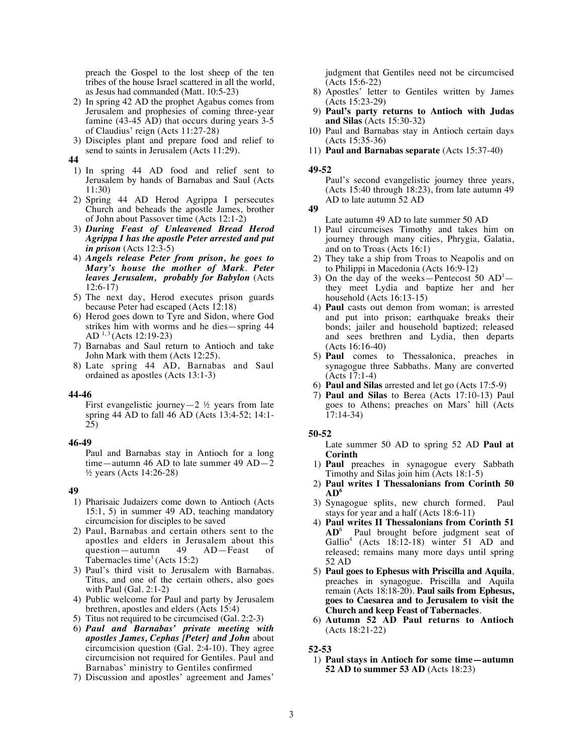preach the Gospel to the lost sheep of the ten tribes of the house Israel scattered in all the world, as Jesus had commanded (Matt. 10:5-23)

2) In spring 42 AD the prophet Agabus comes from Jerusalem and prophesies of coming three-year famine (43-45 AD) that occurs during years 3-5 of Claudius' reign (Acts 11:27-28)
3) Disciples plant and prepare food and relief to send to saints in Jerusalem (Acts 11:29).

**44**

1) In spring 44 AD food and relief sent to Jerusalem by hands of Barnabas and Saul (Acts 11:30)
2) Spring 44 AD Herod Agrippa I persecutes Church and beheads the apostle James, brother of John about Passover time (Acts 12:1-2)
3) ***During Feast of Unleavened Bread Herod Agrippa I has the apostle Peter arrested and put in prison*** (Acts 12:3-5)
4) ***Angels release Peter from prison, he goes to Mary's house the mother of Mark. Peter leaves Jerusalem, probably for Babylon*** (Acts 12:6-17)
5) The next day, Herod executes prison guards because Peter had escaped (Acts 12:18)
6) Herod goes down to Tyre and Sidon, where God strikes him with worms and he dies—spring 44 AD [1, 3] (Acts 12:19-23)
7) Barnabas and Saul return to Antioch and take John Mark with them (Acts 12:25).
8) Late spring 44 AD, Barnabas and Saul ordained as apostles (Acts 13:1-3)

**44-46**

First evangelistic journey—2 ½ years from late spring 44 AD to fall 46 AD (Acts 13:4-52; 14:1-25)

**46-49**

Paul and Barnabas stay in Antioch for a long time—autumn 46 AD to late summer 49 AD—2 ½ years (Acts 14:26-28)

**49**

1) Pharisaic Judaizers come down to Antioch (Acts 15:1, 5) in summer 49 AD, teaching mandatory circumcision for disciples to be saved
2) Paul, Barnabas and certain others sent to the apostles and elders in Jerusalem about this question—autumn 49 AD—Feast of Tabernacles time[1] (Acts 15:2)
3) Paul's third visit to Jerusalem with Barnabas. Titus, and one of the certain others, also goes with Paul (Gal. 2:1-2)
4) Public welcome for Paul and party by Jerusalem brethren, apostles and elders (Acts 15:4)
5) Titus not required to be circumcised (Gal. 2:2-3)
6) ***Paul and Barnabas' private meeting with apostles James, Cephas [Peter] and John*** about circumcision question (Gal. 2:4-10). They agree circumcision not required for Gentiles. Paul and Barnabas' ministry to Gentiles confirmed
7) Discussion and apostles' agreement and James' judgment that Gentiles need not be circumcised (Acts 15:6-22)
8) Apostles' letter to Gentiles written by James (Acts 15:23-29)
9) **Paul's party returns to Antioch with Judas and Silas** (Acts 15:30-32)
10) Paul and Barnabas stay in Antioch certain days (Acts 15:35-36)
11) **Paul and Barnabas separate** (Acts 15:37-40)

**49-52**

Paul's second evangelistic journey three years, (Acts 15:40 through 18:23), from late autumn 49 AD to late autumn 52 AD

**49**

Late autumn 49 AD to late summer 50 AD

1) Paul circumcises Timothy and takes him on journey through many cities, Phrygia, Galatia, and on to Troas (Acts 16:1)
2) They take a ship from Troas to Neapolis and on to Philippi in Macedonia (Acts 16:9-12)
3) On the day of the weeks—Pentecost 50 AD[1]—they meet Lydia and baptize her and her household (Acts 16:13-15)
4) **Paul** casts out demon from woman; is arrested and put into prison; earthquake breaks their bonds; jailer and household baptized; released and sees brethren and Lydia, then departs (Acts 16:16-40)
5) **Paul** comes to Thessalonica, preaches in synagogue three Sabbaths. Many are converted (Acts 17:1-4)
6) **Paul and Silas** arrested and let go (Acts 17:5-9)
7) **Paul and Silas** to Berea (Acts 17:10-13) Paul goes to Athens; preaches on Mars' hill (Acts 17:14-34)

**50-52**

Late summer 50 AD to spring 52 AD **Paul at Corinth**

1) **Paul** preaches in synagogue every Sabbath Timothy and Silas join him (Acts 18:1-5)
2) **Paul writes I Thessalonians from Corinth 50 AD[6]**
3) Synagogue splits, new church formed. Paul stays for year and a half (Acts 18:6-11)
4) **Paul writes II Thessalonians from Corinth 51 AD[6]** Paul brought before judgment seat of Gallio[4] (Acts 18:12-18) winter 51 AD and released; remains many more days until spring 52 AD
5) **Paul goes to Ephesus with Priscilla and Aquila**, preaches in synagogue. Priscilla and Aquila remain (Acts 18:18-20). **Paul sails from Ephesus, goes to Caesarea and to Jerusalem to visit the Church and keep Feast of Tabernacles**.
6) **Autumn 52 AD Paul returns to Antioch** (Acts 18:21-22)

**52-53**

1) **Paul stays in Antioch for some time—autumn 52 AD to summer 53 AD** (Acts 18:23)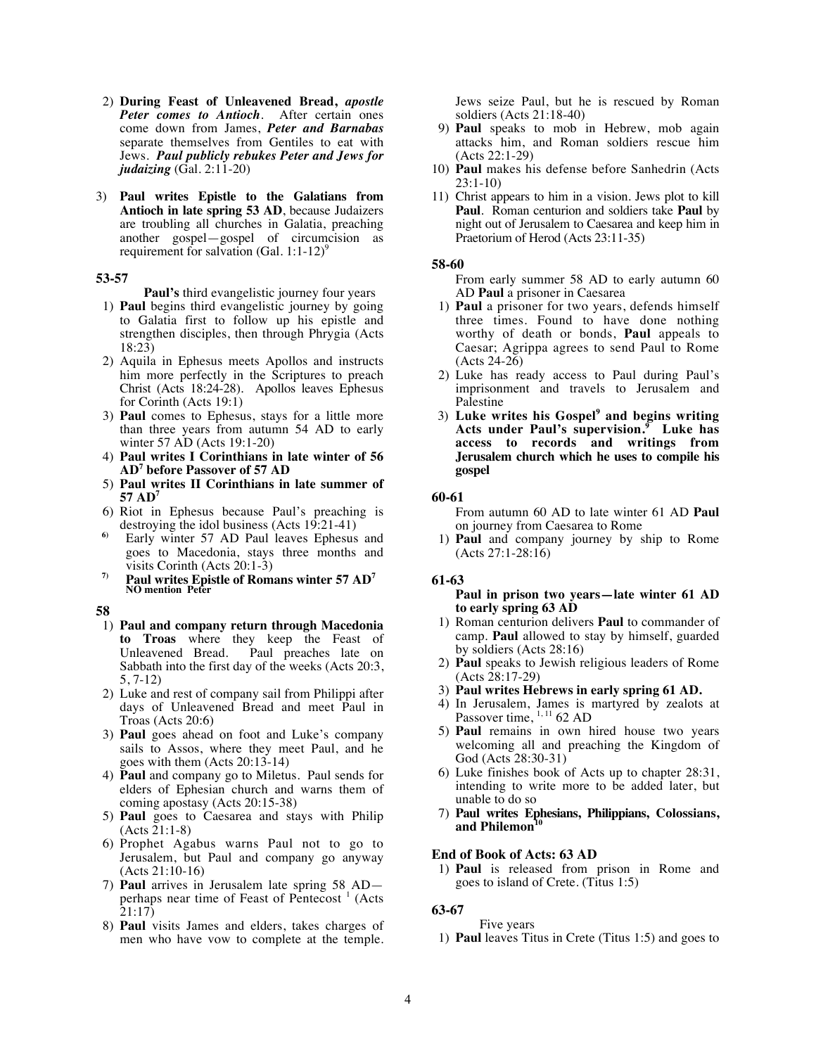2) **During Feast of Unleavened Bread,** ***apostle Peter comes to Antioch***. After certain ones come down from James, ***Peter and Barnabas*** separate themselves from Gentiles to eat with Jews. ***Paul publicly rebukes Peter and Jews for judaizing*** (Gal. 2:11-20)

3) **Paul writes Epistle to the Galatians from Antioch in late spring 53 AD**, because Judaizers are troubling all churches in Galatia, preaching another gospel—gospel of circumcision as requirement for salvation (Gal. 1:1-12)[9]

**53-57**

**Paul's** third evangelistic journey four years

1) **Paul** begins third evangelistic journey by going to Galatia first to follow up his epistle and strengthen disciples, then through Phrygia (Acts 18:23)
2) Aquila in Ephesus meets Apollos and instructs him more perfectly in the Scriptures to preach Christ (Acts 18:24-28). Apollos leaves Ephesus for Corinth (Acts 19:1)
3) **Paul** comes to Ephesus, stays for a little more than three years from autumn 54 AD to early winter 57 AD (Acts 19:1-20)
4) **Paul writes I Corinthians in late winter of 56 AD[7] before Passover of 57 AD**
5) **Paul writes II Corinthians in late summer of 57 AD[7]**
6) Riot in Ephesus because Paul's preaching is destroying the idol business (Acts 19:21-41)
6) Early winter 57 AD Paul leaves Ephesus and goes to Macedonia, stays three months and visits Corinth (Acts 20:1-3)
7) **Paul writes Epistle of Romans winter 57 AD[7]**
**NO mention Peter**

**58**

1) **Paul and company return through Macedonia to Troas** where they keep the Feast of Unleavened Bread. Paul preaches late on Sabbath into the first day of the weeks (Acts 20:3, 5, 7-12)
2) Luke and rest of company sail from Philippi after days of Unleavened Bread and meet Paul in Troas (Acts 20:6)
3) **Paul** goes ahead on foot and Luke's company sails to Assos, where they meet Paul, and he goes with them (Acts 20:13-14)
4) **Paul** and company go to Miletus. Paul sends for elders of Ephesian church and warns them of coming apostasy (Acts 20:15-38)
5) **Paul** goes to Caesarea and stays with Philip (Acts 21:1-8)
6) Prophet Agabus warns Paul not to go to Jerusalem, but Paul and company go anyway (Acts 21:10-16)
7) **Paul** arrives in Jerusalem late spring 58 AD—perhaps near time of Feast of Pentecost [1] (Acts 21:17)
8) **Paul** visits James and elders, takes charges of men who have vow to complete at the temple. Jews seize Paul, but he is rescued by Roman soldiers (Acts 21:18-40)
9) **Paul** speaks to mob in Hebrew, mob again attacks him, and Roman soldiers rescue him (Acts 22:1-29)
10) **Paul** makes his defense before Sanhedrin (Acts 23:1-10)
11) Christ appears to him in a vision. Jews plot to kill **Paul**. Roman centurion and soldiers take **Paul** by night out of Jerusalem to Caesarea and keep him in Praetorium of Herod (Acts 23:11-35)

**58-60**

From early summer 58 AD to early autumn 60 AD **Paul** a prisoner in Caesarea

1) **Paul** a prisoner for two years, defends himself three times. Found to have done nothing worthy of death or bonds, **Paul** appeals to Caesar; Agrippa agrees to send Paul to Rome (Acts 24-26)
2) Luke has ready access to Paul during Paul's imprisonment and travels to Jerusalem and Palestine
3) **Luke writes his Gospel[9] and begins writing Acts under Paul's supervision.[9] Luke has access to records and writings from Jerusalem church which he uses to compile his gospel**

**60-61**

From autumn 60 AD to late winter 61 AD **Paul** on journey from Caesarea to Rome

1) **Paul** and company journey by ship to Rome (Acts 27:1-28:16)

**61-63**

**Paul in prison two years—late winter 61 AD to early spring 63 AD**

1) Roman centurion delivers **Paul** to commander of camp. **Paul** allowed to stay by himself, guarded by soldiers (Acts 28:16)
2) **Paul** speaks to Jewish religious leaders of Rome (Acts 28:17-29)
3) **Paul writes Hebrews in early spring 61 AD.**
4) In Jerusalem, James is martyred by zealots at Passover time, [1, 11] 62 AD
5) **Paul** remains in own hired house two years welcoming all and preaching the Kingdom of God (Acts 28:30-31)
6) Luke finishes book of Acts up to chapter 28:31, intending to write more to be added later, but unable to do so
7) **Paul writes Ephesians, Philippians, Colossians, and Philemon[10]**

**End of Book of Acts: 63 AD**

1) **Paul** is released from prison in Rome and goes to island of Crete. (Titus 1:5)

**63-67**

Five years

1) **Paul** leaves Titus in Crete (Titus 1:5) and goes to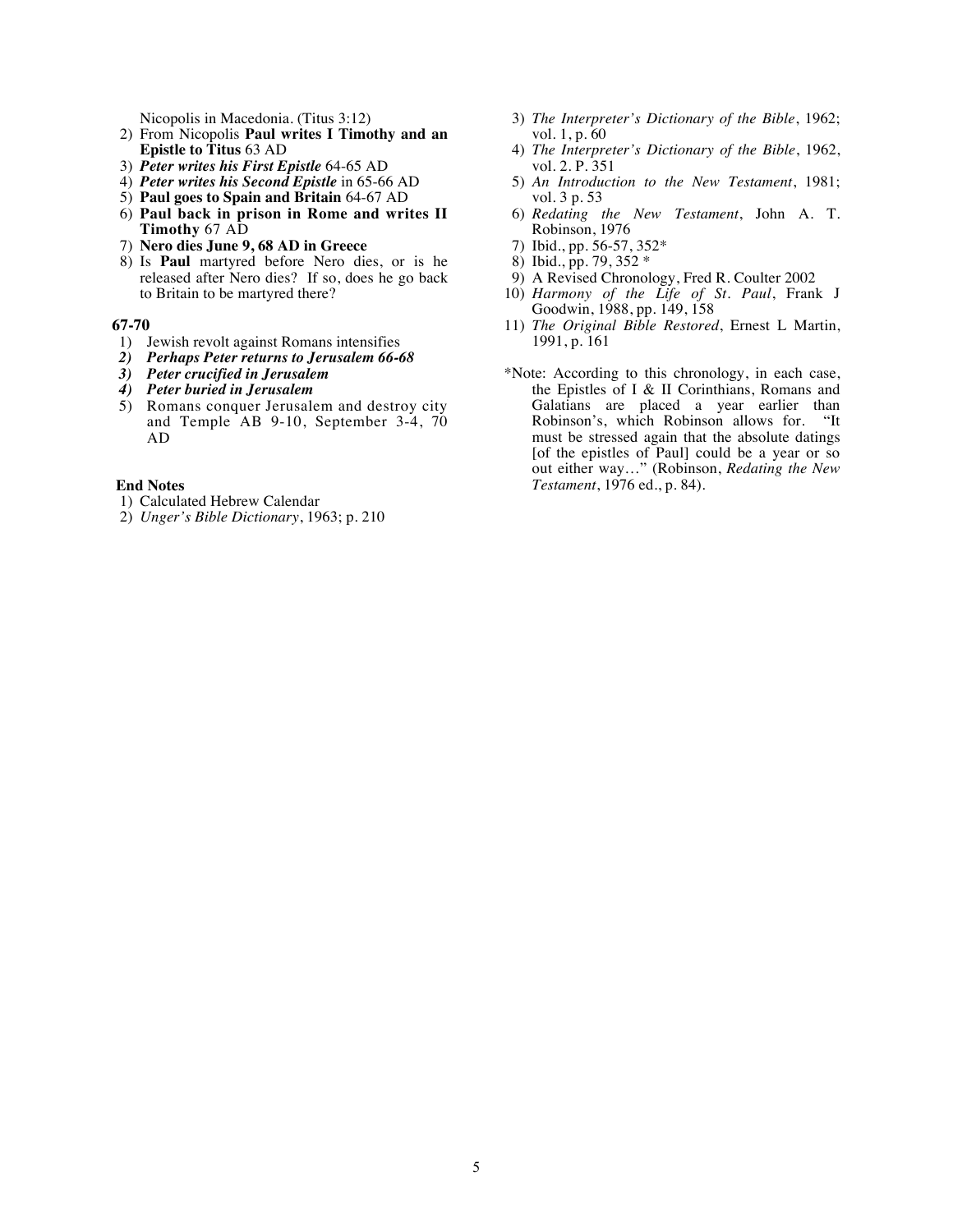Nicopolis in Macedonia. (Titus 3:12)

2) From Nicopolis **Paul writes I Timothy and an Epistle to Titus** 63 AD
3) ***Peter writes his First Epistle*** 64-65 AD
4) ***Peter writes his Second Epistle*** in 65-66 AD
5) **Paul goes to Spain and Britain** 64-67 AD
6) **Paul back in prison in Rome and writes II Timothy** 67 AD
7) **Nero dies June 9, 68 AD in Greece**
8) Is **Paul** martyred before Nero dies, or is he released after Nero dies? If so, does he go back to Britain to be martyred there?

**67-70**

1) Jewish revolt against Romans intensifies
2) ***Perhaps Peter returns to Jerusalem 66-68***
3) ***Peter crucified in Jerusalem***
4) ***Peter buried in Jerusalem***
5) Romans conquer Jerusalem and destroy city and Temple AB 9-10, September 3-4, 70 AD

**End Notes**

1) Calculated Hebrew Calendar
2) *Unger's Bible Dictionary*, 1963; p. 210
3) *The Interpreter's Dictionary of the Bible*, 1962; vol. 1, p. 60
4) *The Interpreter's Dictionary of the Bible*, 1962, vol. 2. P. 351
5) *An Introduction to the New Testament*, 1981; vol. 3 p. 53
6) *Redating the New Testament*, John A. T. Robinson, 1976
7) Ibid., pp. 56-57, 352*
8) Ibid., pp. 79, 352 *
9) A Revised Chronology, Fred R. Coulter 2002
10) *Harmony of the Life of St. Paul*, Frank J Goodwin, 1988, pp. 149, 158
11) *The Original Bible Restored*, Ernest L Martin, 1991, p. 161

*Note: According to this chronology, in each case, the Epistles of I & II Corinthians, Romans and Galatians are placed a year earlier than Robinson's, which Robinson allows for. "It must be stressed again that the absolute datings [of the epistles of Paul] could be a year or so out either way…" (Robinson, *Redating the New Testament*, 1976 ed., p. 84).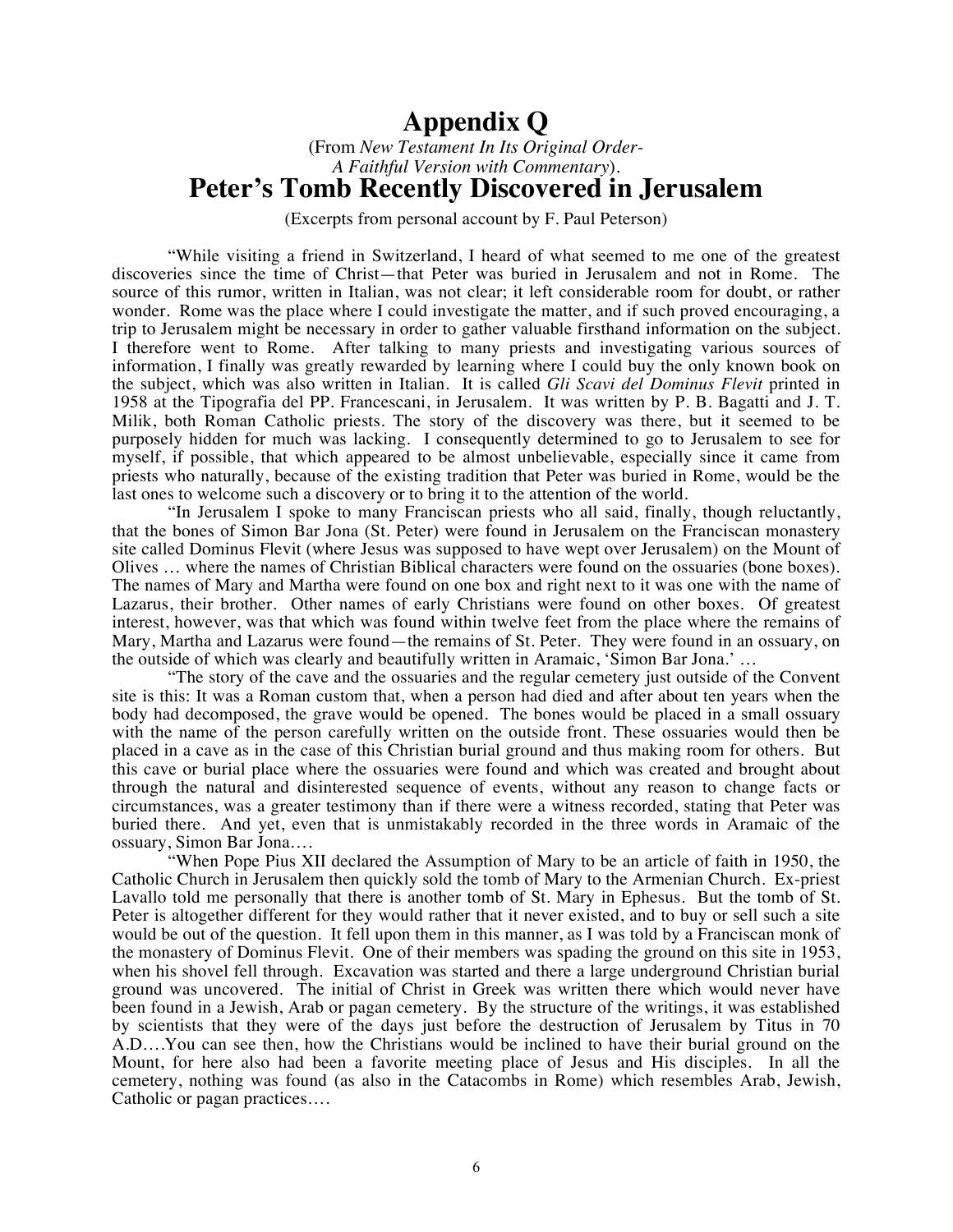# Appendix Q

(From *New Testament In Its Original Order- A Faithful Version with Commentary*).

# Peter's Tomb Recently Discovered in Jerusalem

(Excerpts from personal account by F. Paul Peterson)

"While visiting a friend in Switzerland, I heard of what seemed to me one of the greatest discoveries since the time of Christ—that Peter was buried in Jerusalem and not in Rome. The source of this rumor, written in Italian, was not clear; it left considerable room for doubt, or rather wonder. Rome was the place where I could investigate the matter, and if such proved encouraging, a trip to Jerusalem might be necessary in order to gather valuable firsthand information on the subject. I therefore went to Rome. After talking to many priests and investigating various sources of information, I finally was greatly rewarded by learning where I could buy the only known book on the subject, which was also written in Italian. It is called *Gli Scavi del Dominus Flevit* printed in 1958 at the Tipografia del PP. Francescani, in Jerusalem. It was written by P. B. Bagatti and J. T. Milik, both Roman Catholic priests. The story of the discovery was there, but it seemed to be purposely hidden for much was lacking. I consequently determined to go to Jerusalem to see for myself, if possible, that which appeared to be almost unbelievable, especially since it came from priests who naturally, because of the existing tradition that Peter was buried in Rome, would be the last ones to welcome such a discovery or to bring it to the attention of the world.

"In Jerusalem I spoke to many Franciscan priests who all said, finally, though reluctantly, that the bones of Simon Bar Jona (St. Peter) were found in Jerusalem on the Franciscan monastery site called Dominus Flevit (where Jesus was supposed to have wept over Jerusalem) on the Mount of Olives … where the names of Christian Biblical characters were found on the ossuaries (bone boxes). The names of Mary and Martha were found on one box and right next to it was one with the name of Lazarus, their brother. Other names of early Christians were found on other boxes. Of greatest interest, however, was that which was found within twelve feet from the place where the remains of Mary, Martha and Lazarus were found—the remains of St. Peter. They were found in an ossuary, on the outside of which was clearly and beautifully written in Aramaic, 'Simon Bar Jona.' …

"The story of the cave and the ossuaries and the regular cemetery just outside of the Convent site is this: It was a Roman custom that, when a person had died and after about ten years when the body had decomposed, the grave would be opened. The bones would be placed in a small ossuary with the name of the person carefully written on the outside front. These ossuaries would then be placed in a cave as in the case of this Christian burial ground and thus making room for others. But this cave or burial place where the ossuaries were found and which was created and brought about through the natural and disinterested sequence of events, without any reason to change facts or circumstances, was a greater testimony than if there were a witness recorded, stating that Peter was buried there. And yet, even that is unmistakably recorded in the three words in Aramaic of the ossuary, Simon Bar Jona.…

"When Pope Pius XII declared the Assumption of Mary to be an article of faith in 1950, the Catholic Church in Jerusalem then quickly sold the tomb of Mary to the Armenian Church. Ex-priest Lavallo told me personally that there is another tomb of St. Mary in Ephesus. But the tomb of St. Peter is altogether different for they would rather that it never existed, and to buy or sell such a site would be out of the question. It fell upon them in this manner, as I was told by a Franciscan monk of the monastery of Dominus Flevit. One of their members was spading the ground on this site in 1953, when his shovel fell through. Excavation was started and there a large underground Christian burial ground was uncovered. The initial of Christ in Greek was written there which would never have been found in a Jewish, Arab or pagan cemetery. By the structure of the writings, it was established by scientists that they were of the days just before the destruction of Jerusalem by Titus in 70 A.D.…You can see then, how the Christians would be inclined to have their burial ground on the Mount, for here also had been a favorite meeting place of Jesus and His disciples. In all the cemetery, nothing was found (as also in the Catacombs in Rome) which resembles Arab, Jewish, Catholic or pagan practices.…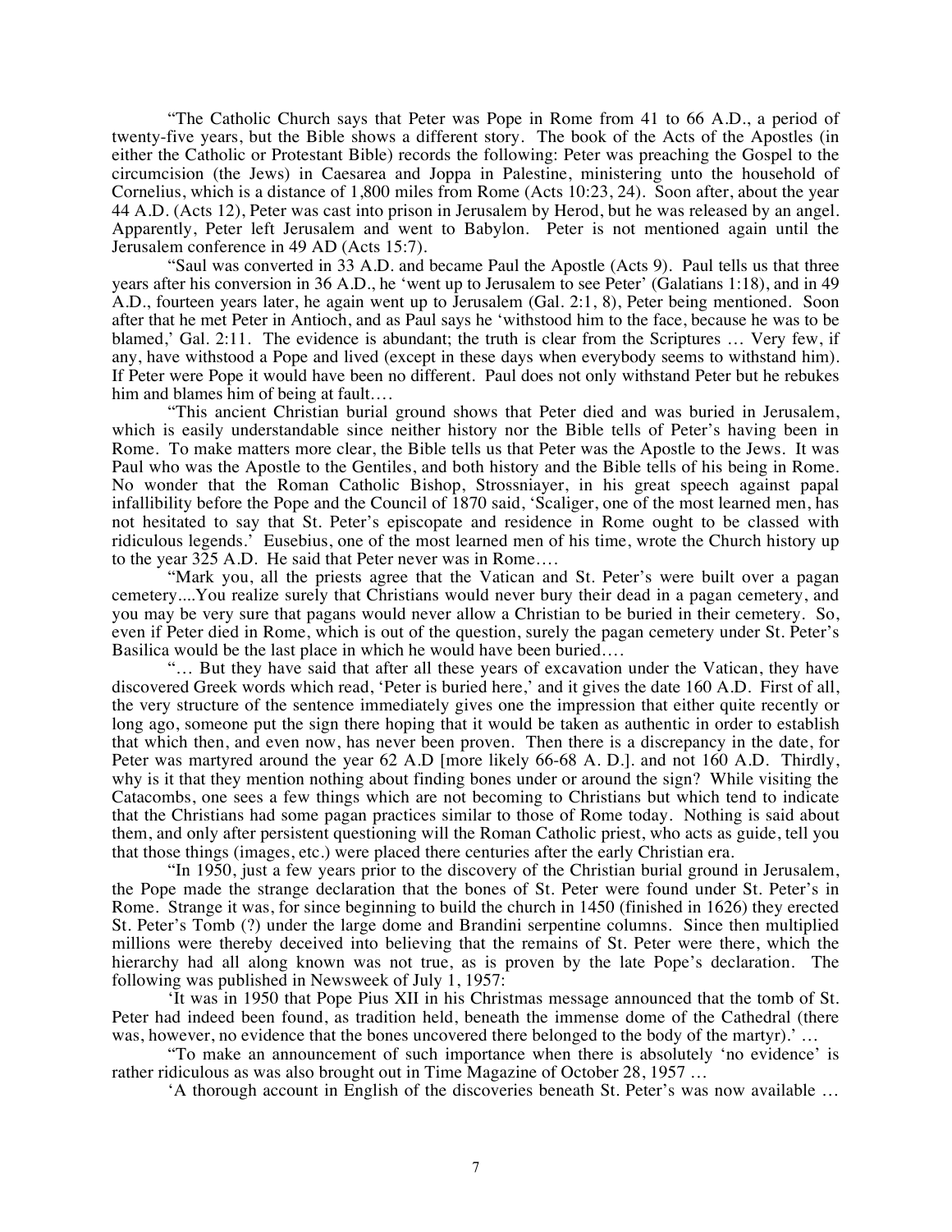"The Catholic Church says that Peter was Pope in Rome from 41 to 66 A.D., a period of twenty-five years, but the Bible shows a different story. The book of the Acts of the Apostles (in either the Catholic or Protestant Bible) records the following: Peter was preaching the Gospel to the circumcision (the Jews) in Caesarea and Joppa in Palestine, ministering unto the household of Cornelius, which is a distance of 1,800 miles from Rome (Acts 10:23, 24). Soon after, about the year 44 A.D. (Acts 12), Peter was cast into prison in Jerusalem by Herod, but he was released by an angel. Apparently, Peter left Jerusalem and went to Babylon. Peter is not mentioned again until the Jerusalem conference in 49 AD (Acts 15:7).

"Saul was converted in 33 A.D. and became Paul the Apostle (Acts 9). Paul tells us that three years after his conversion in 36 A.D., he 'went up to Jerusalem to see Peter' (Galatians 1:18), and in 49 A.D., fourteen years later, he again went up to Jerusalem (Gal. 2:1, 8), Peter being mentioned. Soon after that he met Peter in Antioch, and as Paul says he 'withstood him to the face, because he was to be blamed,' Gal. 2:11. The evidence is abundant; the truth is clear from the Scriptures … Very few, if any, have withstood a Pope and lived (except in these days when everybody seems to withstand him). If Peter were Pope it would have been no different. Paul does not only withstand Peter but he rebukes him and blames him of being at fault….

"This ancient Christian burial ground shows that Peter died and was buried in Jerusalem, which is easily understandable since neither history nor the Bible tells of Peter's having been in Rome. To make matters more clear, the Bible tells us that Peter was the Apostle to the Jews. It was Paul who was the Apostle to the Gentiles, and both history and the Bible tells of his being in Rome. No wonder that the Roman Catholic Bishop, Strossniayer, in his great speech against papal infallibility before the Pope and the Council of 1870 said, 'Scaliger, one of the most learned men, has not hesitated to say that St. Peter's episcopate and residence in Rome ought to be classed with ridiculous legends.' Eusebius, one of the most learned men of his time, wrote the Church history up to the year 325 A.D. He said that Peter never was in Rome….

"Mark you, all the priests agree that the Vatican and St. Peter's were built over a pagan cemetery....You realize surely that Christians would never bury their dead in a pagan cemetery, and you may be very sure that pagans would never allow a Christian to be buried in their cemetery. So, even if Peter died in Rome, which is out of the question, surely the pagan cemetery under St. Peter's Basilica would be the last place in which he would have been buried….

"… But they have said that after all these years of excavation under the Vatican, they have discovered Greek words which read, 'Peter is buried here,' and it gives the date 160 A.D. First of all, the very structure of the sentence immediately gives one the impression that either quite recently or long ago, someone put the sign there hoping that it would be taken as authentic in order to establish that which then, and even now, has never been proven. Then there is a discrepancy in the date, for Peter was martyred around the year 62 A.D [more likely 66-68 A. D.]. and not 160 A.D. Thirdly, why is it that they mention nothing about finding bones under or around the sign? While visiting the Catacombs, one sees a few things which are not becoming to Christians but which tend to indicate that the Christians had some pagan practices similar to those of Rome today. Nothing is said about them, and only after persistent questioning will the Roman Catholic priest, who acts as guide, tell you that those things (images, etc.) were placed there centuries after the early Christian era.

"In 1950, just a few years prior to the discovery of the Christian burial ground in Jerusalem, the Pope made the strange declaration that the bones of St. Peter were found under St. Peter's in Rome. Strange it was, for since beginning to build the church in 1450 (finished in 1626) they erected St. Peter's Tomb (?) under the large dome and Brandini serpentine columns. Since then multiplied millions were thereby deceived into believing that the remains of St. Peter were there, which the hierarchy had all along known was not true, as is proven by the late Pope's declaration. The following was published in Newsweek of July 1, 1957:

'It was in 1950 that Pope Pius XII in his Christmas message announced that the tomb of St. Peter had indeed been found, as tradition held, beneath the immense dome of the Cathedral (there was, however, no evidence that the bones uncovered there belonged to the body of the martyr).' …

"To make an announcement of such importance when there is absolutely 'no evidence' is rather ridiculous as was also brought out in Time Magazine of October 28, 1957 …

'A thorough account in English of the discoveries beneath St. Peter's was now available …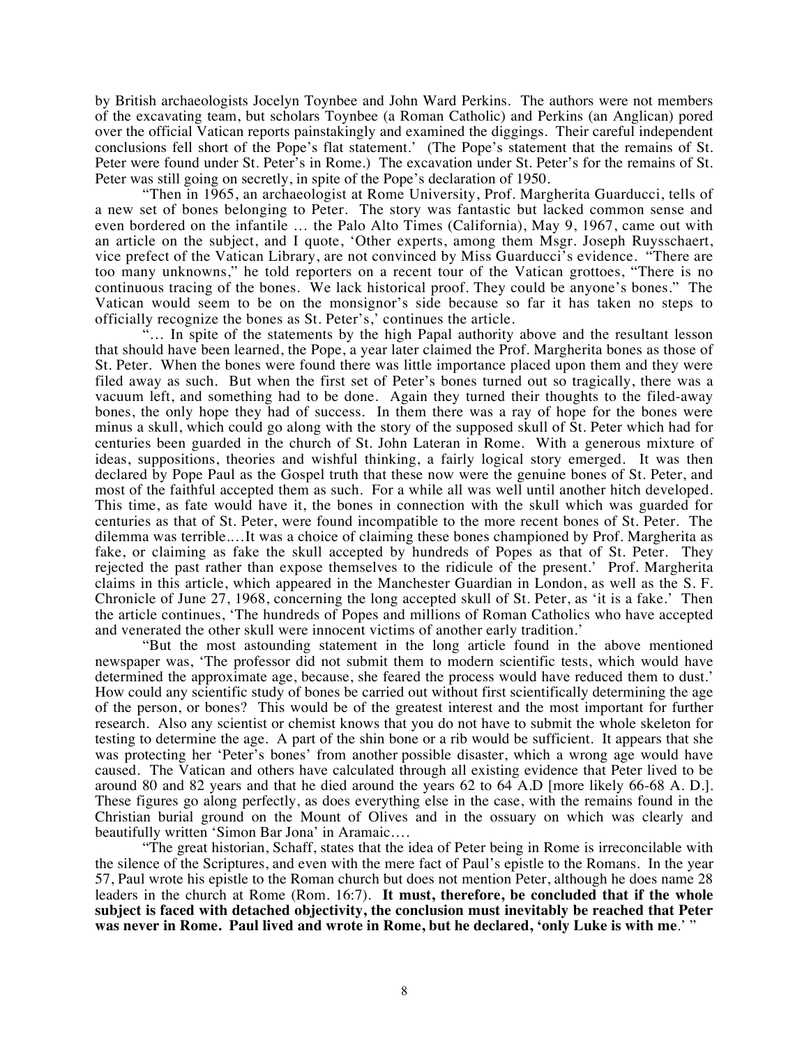by British archaeologists Jocelyn Toynbee and John Ward Perkins. The authors were not members of the excavating team, but scholars Toynbee (a Roman Catholic) and Perkins (an Anglican) pored over the official Vatican reports painstakingly and examined the diggings. Their careful independent conclusions fell short of the Pope's flat statement.' (The Pope's statement that the remains of St. Peter were found under St. Peter's in Rome.) The excavation under St. Peter's for the remains of St. Peter was still going on secretly, in spite of the Pope's declaration of 1950.

"Then in 1965, an archaeologist at Rome University, Prof. Margherita Guarducci, tells of a new set of bones belonging to Peter. The story was fantastic but lacked common sense and even bordered on the infantile … the Palo Alto Times (California), May 9, 1967, came out with an article on the subject, and I quote, 'Other experts, among them Msgr. Joseph Ruysschaert, vice prefect of the Vatican Library, are not convinced by Miss Guarducci's evidence. "There are too many unknowns," he told reporters on a recent tour of the Vatican grottoes, "There is no continuous tracing of the bones. We lack historical proof. They could be anyone's bones." The Vatican would seem to be on the monsignor's side because so far it has taken no steps to officially recognize the bones as St. Peter's,' continues the article.

"… In spite of the statements by the high Papal authority above and the resultant lesson that should have been learned, the Pope, a year later claimed the Prof. Margherita bones as those of St. Peter. When the bones were found there was little importance placed upon them and they were filed away as such. But when the first set of Peter's bones turned out so tragically, there was a vacuum left, and something had to be done. Again they turned their thoughts to the filed-away bones, the only hope they had of success. In them there was a ray of hope for the bones were minus a skull, which could go along with the story of the supposed skull of St. Peter which had for centuries been guarded in the church of St. John Lateran in Rome. With a generous mixture of ideas, suppositions, theories and wishful thinking, a fairly logical story emerged. It was then declared by Pope Paul as the Gospel truth that these now were the genuine bones of St. Peter, and most of the faithful accepted them as such. For a while all was well until another hitch developed. This time, as fate would have it, the bones in connection with the skull which was guarded for centuries as that of St. Peter, were found incompatible to the more recent bones of St. Peter. The dilemma was terrible.…It was a choice of claiming these bones championed by Prof. Margherita as fake, or claiming as fake the skull accepted by hundreds of Popes as that of St. Peter. They rejected the past rather than expose themselves to the ridicule of the present.' Prof. Margherita claims in this article, which appeared in the Manchester Guardian in London, as well as the S. F. Chronicle of June 27, 1968, concerning the long accepted skull of St. Peter, as 'it is a fake.' Then the article continues, 'The hundreds of Popes and millions of Roman Catholics who have accepted and venerated the other skull were innocent victims of another early tradition.'

"But the most astounding statement in the long article found in the above mentioned newspaper was, 'The professor did not submit them to modern scientific tests, which would have determined the approximate age, because, she feared the process would have reduced them to dust.' How could any scientific study of bones be carried out without first scientifically determining the age of the person, or bones? This would be of the greatest interest and the most important for further research. Also any scientist or chemist knows that you do not have to submit the whole skeleton for testing to determine the age. A part of the shin bone or a rib would be sufficient. It appears that she was protecting her 'Peter's bones' from another possible disaster, which a wrong age would have caused. The Vatican and others have calculated through all existing evidence that Peter lived to be around 80 and 82 years and that he died around the years 62 to 64 A.D [more likely 66-68 A. D.]. These figures go along perfectly, as does everything else in the case, with the remains found in the Christian burial ground on the Mount of Olives and in the ossuary on which was clearly and beautifully written 'Simon Bar Jona' in Aramaic….

"The great historian, Schaff, states that the idea of Peter being in Rome is irreconcilable with the silence of the Scriptures, and even with the mere fact of Paul's epistle to the Romans. In the year 57, Paul wrote his epistle to the Roman church but does not mention Peter, although he does name 28 leaders in the church at Rome (Rom. 16:7). **It must, therefore, be concluded that if the whole subject is faced with detached objectivity, the conclusion must inevitably be reached that Peter was never in Rome. Paul lived and wrote in Rome, but he declared, 'only Luke is with me**.' "